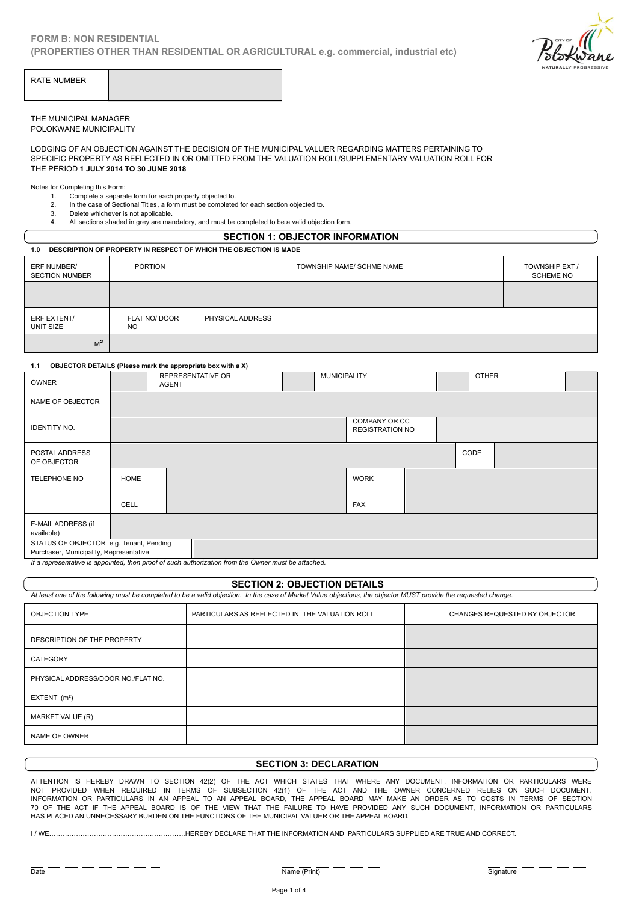**FORM B: NON RESIDENTIAL**
**(PROPERTIES OTHER THAN RESIDENTIAL OR AGRICULTURAL e.g. commercial, industrial etc)**

| RATE NUMBER | |
|---|---|

THE MUNICIPAL MANAGER
POLOKWANE MUNICIPALITY

LODGING OF AN OBJECTION AGAINST THE DECISION OF THE MUNICIPAL VALUER REGARDING MATTERS PERTAINING TO SPECIFIC PROPERTY AS REFLECTED IN OR OMITTED FROM THE VALUATION ROLL/SUPPLEMENTARY VALUATION ROLL FOR THE PERIOD **1 JULY 2014 TO 30 JUNE 2018**

Notes for Completing this Form:

1. Complete a separate form for each property objected to.
2. In the case of Sectional Titles, a form must be completed for each section objected to.
3. Delete whichever is not applicable.
4. All sections shaded in grey are mandatory, and must be completed to be a valid objection form.

## SECTION 1: OBJECTOR INFORMATION

**1.0 DESCRIPTION OF PROPERTY IN RESPECT OF WHICH THE OBJECTION IS MADE**

| ERF NUMBER/ SECTION NUMBER | PORTION | TOWNSHIP NAME/ SCHME NAME | TOWNSHIP EXT / SCHEME NO |
|---|---|---|---|
| | | | |
| ERF EXTENT/ UNIT SIZE | FLAT NO/ DOOR NO | PHYSICAL ADDRESS | |
| $M^2$ | | | |

**1.1 OBJECTOR DETAILS (Please mark the appropriate box with a X)**

| OWNER | | REPRESENTATIVE OR AGENT | | MUNICIPALITY | | OTHER | |
|---|---|---|---|---|---|---|---|

| NAME OF OBJECTOR | | | |
|---|---|---|---|
| IDENTITY NO. | | COMPANY OR CC REGISTRATION NO | |
| POSTAL ADDRESS OF OBJECTOR | | CODE | |
| TELEPHONE NO | HOME | WORK | |
| | CELL | FAX | |
| E-MAIL ADDRESS (if available) | | | |
| STATUS OF OBJECTOR e.g. Tenant, Pending Purchaser, Municipality, Representative | | | |

*If a representative is appointed, then proof of such authorization from the Owner must be attached.*

## SECTION 2: OBJECTION DETAILS

*At least one of the following must be completed to be a valid objection. In the case of Market Value objections, the objector MUST provide the requested change.*

| OBJECTION TYPE | PARTICULARS AS REFLECTED IN THE VALUATION ROLL | CHANGES REQUESTED BY OBJECTOR |
|---|---|---|
| DESCRIPTION OF THE PROPERTY | | |
| CATEGORY | | |
| PHYSICAL ADDRESS/DOOR NO./FLAT NO. | | |
| EXTENT ($m^2$) | | |
| MARKET VALUE (R) | | |
| NAME OF OWNER | | |

## SECTION 3: DECLARATION

ATTENTION IS HEREBY DRAWN TO SECTION 42(2) OF THE ACT WHICH STATES THAT WHERE ANY DOCUMENT, INFORMATION OR PARTICULARS WERE NOT PROVIDED WHEN REQUIRED IN TERMS OF SUBSECTION 42(1) OF THE ACT AND THE OWNER CONCERNED RELIES ON SUCH DOCUMENT, INFORMATION OR PARTICULARS IN AN APPEAL TO AN APPEAL BOARD, THE APPEAL BOARD MAY MAKE AN ORDER AS TO COSTS IN TERMS OF SECTION 70 OF THE ACT IF THE APPEAL BOARD IS OF THE VIEW THAT THE FAILURE TO HAVE PROVIDED ANY SUCH DOCUMENT, INFORMATION OR PARTICULARS HAS PLACED AN UNNECESSARY BURDEN ON THE FUNCTIONS OF THE MUNICIPAL VALUER OR THE APPEAL BOARD.

I / WE…………………………………………………..HEREBY DECLARE THAT THE INFORMATION AND PARTICULARS SUPPLIED ARE TRUE AND CORRECT.

Date &nbsp;&nbsp;&nbsp;&nbsp;&nbsp;&nbsp;&nbsp;&nbsp; Name (Print) &nbsp;&nbsp;&nbsp;&nbsp;&nbsp;&nbsp;&nbsp;&nbsp; Signature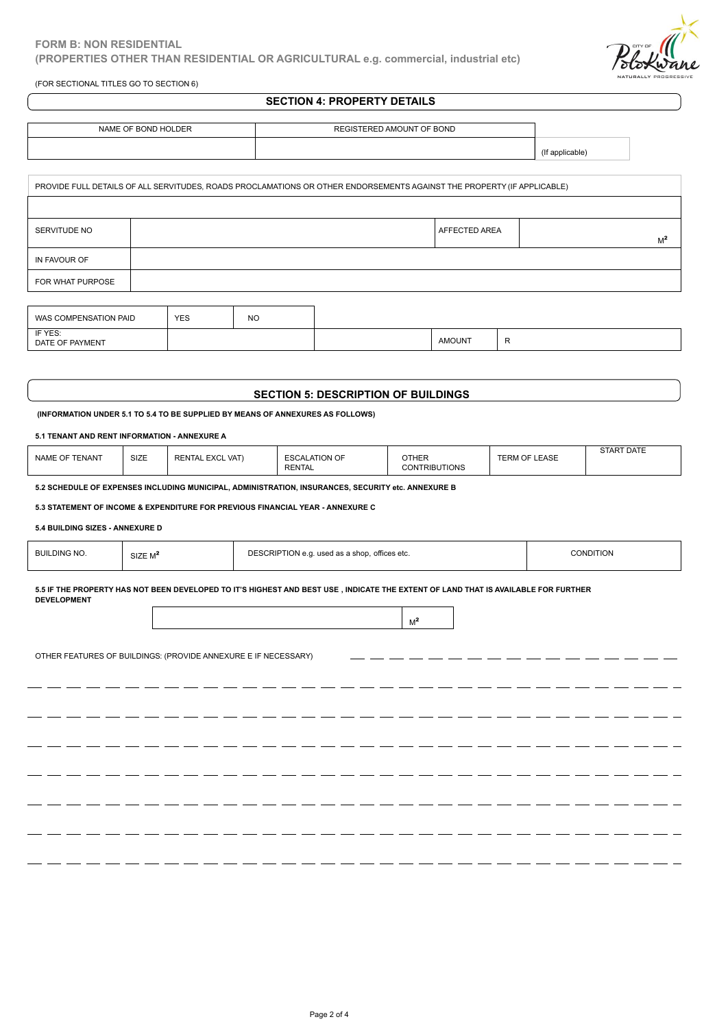**FORM B: NON RESIDENTIAL**
**(PROPERTIES OTHER THAN RESIDENTIAL OR AGRICULTURAL e.g. commercial, industrial etc)**

(FOR SECTIONAL TITLES GO TO SECTION 6)

## SECTION 4: PROPERTY DETAILS

| NAME OF BOND HOLDER | REGISTERED AMOUNT OF BOND | |
|---|---|---|
| | | (If applicable) |

PROVIDE FULL DETAILS OF ALL SERVITUDES, ROADS PROCLAMATIONS OR OTHER ENDORSEMENTS AGAINST THE PROPERTY (IF APPLICABLE)

| | | | |
|---|---|---|---|
| SERVITUDE NO | | AFFECTED AREA | $M^2$ |
| IN FAVOUR OF | | | |
| FOR WHAT PURPOSE | | | |

| WAS COMPENSATION PAID | YES | NO | | |
|---|---|---|---|---|
| IF YES: DATE OF PAYMENT | | | AMOUNT | R |

## SECTION 5: DESCRIPTION OF BUILDINGS

**(INFORMATION UNDER 5.1 TO 5.4 TO BE SUPPLIED BY MEANS OF ANNEXURES AS FOLLOWS)**

**5.1 TENANT AND RENT INFORMATION - ANNEXURE A**

| NAME OF TENANT | SIZE | RENTAL EXCL VAT) | ESCALATION OF RENTAL | OTHER CONTRIBUTIONS | TERM OF LEASE | START DATE |
|---|---|---|---|---|---|---|

**5.2 SCHEDULE OF EXPENSES INCLUDING MUNICIPAL, ADMINISTRATION, INSURANCES, SECURITY etc. ANNEXURE B**

**5.3 STATEMENT OF INCOME & EXPENDITURE FOR PREVIOUS FINANCIAL YEAR - ANNEXURE C**

**5.4 BUILDING SIZES - ANNEXURE D**

| BUILDING NO. | SIZE $M^2$ | DESCRIPTION e.g. used as a shop, offices etc. | CONDITION |
|---|---|---|---|

**5.5 IF THE PROPERTY HAS NOT BEEN DEVELOPED TO IT'S HIGHEST AND BEST USE , INDICATE THE EXTENT OF LAND THAT IS AVAILABLE FOR FURTHER DEVELOPMENT**

| | $M^2$ |
|---|---|

OTHER FEATURES OF BUILDINGS: (PROVIDE ANNEXURE E IF NECESSARY) ____________________

____________________

____________________

____________________

____________________

____________________

____________________

____________________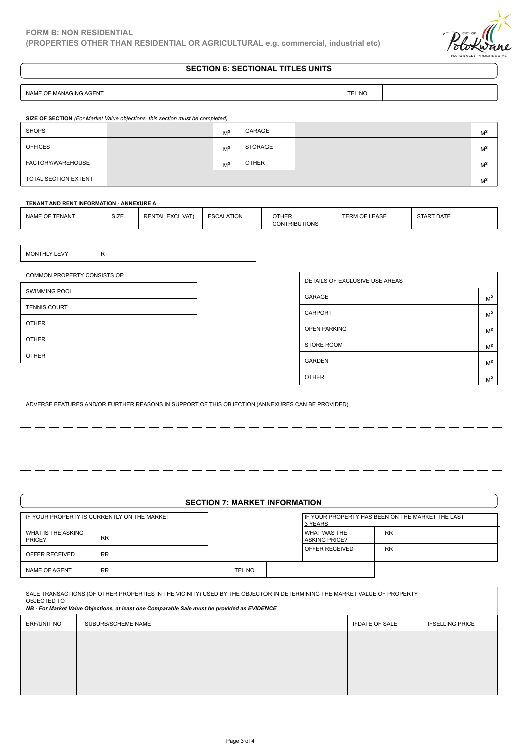**FORM B: NON RESIDENTIAL**
**(PROPERTIES OTHER THAN RESIDENTIAL OR AGRICULTURAL e.g. commercial, industrial etc)**

## SECTION 6: SECTIONAL TITLES UNITS

| NAME OF MANAGING AGENT | | TEL NO. | |
|---|---|---|---|

**SIZE OF SECTION** *(For Market Value objections, this section must be completed)*

| | | | | | |
|---|---|---|---|---|---|
| SHOPS | | $M^2$ | GARAGE | | $M^2$ |
| OFFICES | | $M^2$ | STORAGE | | $M^2$ |
| FACTORY/WAREHOUSE | | $M^2$ | OTHER | | $M^2$ |
| TOTAL SECTION EXTENT | | | | | $M^2$ |

**TENANT AND RENT INFORMATION - ANNEXURE A**

| NAME OF TENANT | SIZE | RENTAL EXCL VAT) | ESCALATION | OTHER CONTRIBUTIONS | TERM OF LEASE | START DATE |
|---|---|---|---|---|---|---|

| MONTHLY LEVY | R |
|---|---|

COMMON PROPERTY CONSISTS OF:

| | |
|---|---|
| SWIMMING POOL | |
| TENNIS COURT | |
| OTHER | |
| OTHER | |
| OTHER | |

| DETAILS OF EXCLUSIVE USE AREAS | | |
|---|---|---|
| GARAGE | | $M^2$ |
| CARPORT | | $M^2$ |
| OPEN PARKING | | $M^2$ |
| STORE ROOM | | $M^2$ |
| GARDEN | | $M^2$ |
| OTHER | | $M^2$ |

ADVERSE FEATURES AND/OR FURTHER REASONS IN SUPPORT OF THIS OBJECTION (ANNEXURES CAN BE PROVIDED)

\_ \_ \_ \_ \_ \_ \_ \_ \_ \_ \_ \_ \_ \_ \_ \_ \_ \_ \_ \_ \_ \_ \_ \_ \_ \_ \_ \_ \_ \_ \_ \_ \_ \_ \_

\_ \_ \_ \_ \_ \_ \_ \_ \_ \_ \_ \_ \_ \_ \_ \_ \_ \_ \_ \_ \_ \_ \_ \_ \_ \_ \_ \_ \_ \_ \_ \_ \_ \_ \_

\_ \_ \_ \_ \_ \_ \_ \_ \_ \_ \_ \_ \_ \_ \_ \_ \_ \_ \_ \_ \_ \_ \_ \_ \_ \_ \_ \_ \_ \_ \_ \_ \_ \_ \_

## SECTION 7: MARKET INFORMATION

| IF YOUR PROPERTY IS CURRENTLY ON THE MARKET | |
|---|---|
| WHAT IS THE ASKING PRICE? | RR |
| OFFER RECEIVED | RR |
| NAME OF AGENT | RR |

| IF YOUR PROPERTY HAS BEEN ON THE MARKET THE LAST 3 YEARS | |
|---|---|
| WHAT WAS THE ASKING PRICE? | RR |
| OFFER RECEIVED | RR |
| TEL NO | |

SALE TRANSACTIONS (OF OTHER PROPERTIES IN THE VICINITY) USED BY THE OBJECTOR IN DETERMINING THE MARKET VALUE OF PROPERTY OBJECTED TO
***NB - For Market Value Objections, at least one Comparable Sale must be provided as EVIDENCE***

| ERF/UNIT NO | SUBURB/SCHEME NAME | IFDATE OF SALE | IFSELLING PRICE |
|---|---|---|---|
| | | | |
| | | | |
| | | | |
| | | | |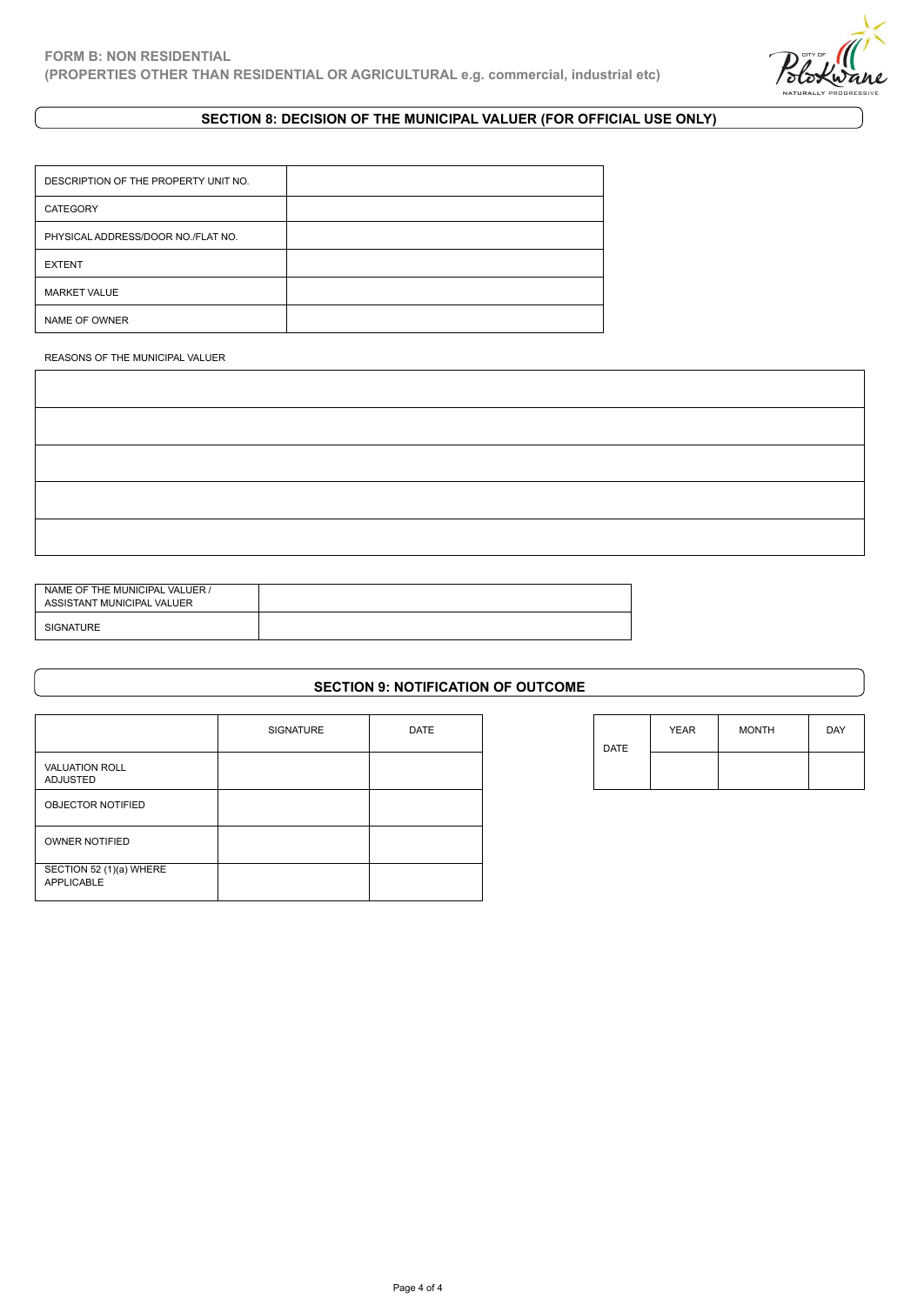FORM B: NON RESIDENTIAL
(PROPERTIES OTHER THAN RESIDENTIAL OR AGRICULTURAL e.g. commercial, industrial etc)

## SECTION 8: DECISION OF THE MUNICIPAL VALUER (FOR OFFICIAL USE ONLY)

| | |
|---|---|
| DESCRIPTION OF THE PROPERTY UNIT NO. | |
| CATEGORY | |
| PHYSICAL ADDRESS/DOOR NO./FLAT NO. | |
| EXTENT | |
| MARKET VALUE | |
| NAME OF OWNER | |

REASONS OF THE MUNICIPAL VALUER

| |
|---|
| |
| |
| |
| |
| |

| | |
|---|---|
| NAME OF THE MUNICIPAL VALUER / ASSISTANT MUNICIPAL VALUER | |
| SIGNATURE | |

## SECTION 9: NOTIFICATION OF OUTCOME

| | SIGNATURE | DATE |
|---|---|---|
| VALUATION ROLL ADJUSTED | | |
| OBJECTOR NOTIFIED | | |
| OWNER NOTIFIED | | |
| SECTION 52 (1)(a) WHERE APPLICABLE | | |

| DATE | YEAR | MONTH | DAY |
|---|---|---|---|
| | | | |